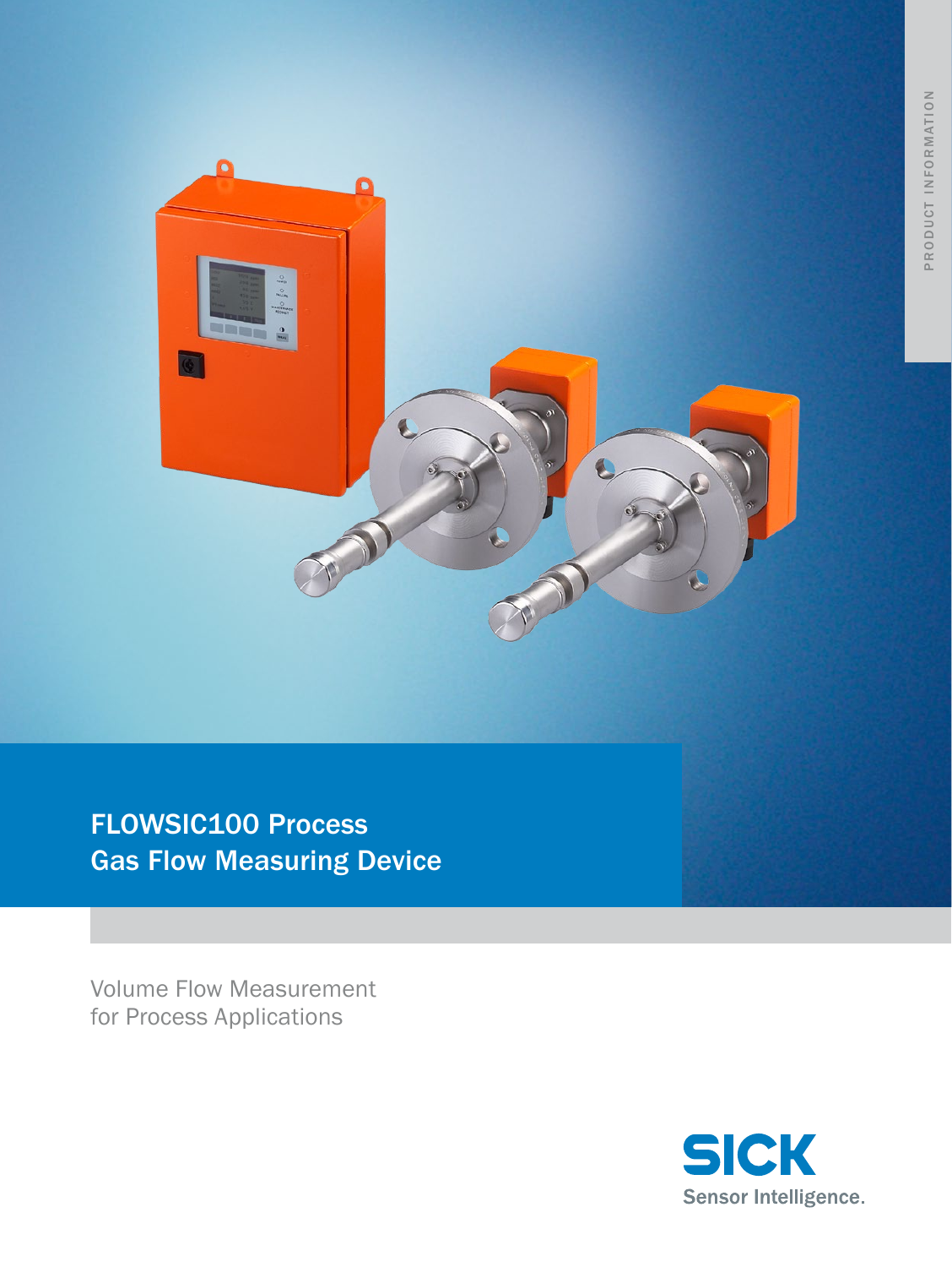PRODUCT INFORMATION

# FLOWSIC100 Process Gas Flow Measuring Device

Volume Flow Measurement for Process Applications

SICK

Sensor Intelligence.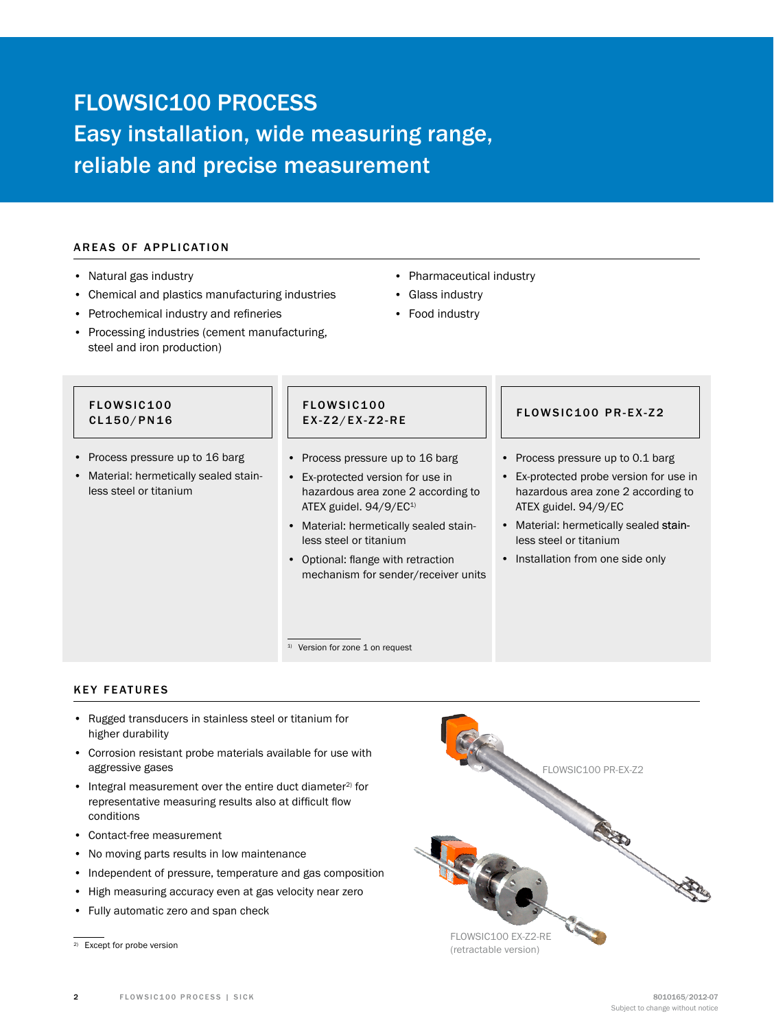# FLOWSIC100 PROCESS

## Easy installation, wide measuring range, reliable and precise measurement

### AREAS OF APPLICATION

- Natural gas industry
- Chemical and plastics manufacturing industries
- Petrochemical industry and refineries
- Processing industries (cement manufacturing, steel and iron production)
- Pharmaceutical industry
- Glass industry
- Food industry

### FLOWSIC100 CL150/PN16

- Process pressure up to 16 barg
- Material: hermetically sealed stainless steel or titanium

### FLOWSIC100 EX-Z2/EX-Z2-RE

- Process pressure up to 16 barg
- Ex-protected version for use in hazardous area zone 2 according to ATEX guidel. 94/9/EC[1]
- Material: hermetically sealed stainless steel or titanium
- Optional: flange with retraction mechanism for sender/receiver units

[1] Version for zone 1 on request

### FLOWSIC100 PR-EX-Z2

- Process pressure up to 0.1 barg
- Ex-protected probe version for use in hazardous area zone 2 according to ATEX guidel. 94/9/EC
- Material: hermetically sealed stainless steel or titanium
- Installation from one side only

### KEY FEATURES

- Rugged transducers in stainless steel or titanium for higher durability
- Corrosion resistant probe materials available for use with aggressive gases
- Integral measurement over the entire duct diameter[2] for representative measuring results also at difficult flow conditions
- Contact-free measurement
- No moving parts results in low maintenance
- Independent of pressure, temperature and gas composition
- High measuring accuracy even at gas velocity near zero
- Fully automatic zero and span check

[2] Except for probe version

FLOWSIC100 PR-EX-Z2

FLOWSIC100 EX-Z2-RE (retractable version)

8010165/2012-07
Subject to change without notice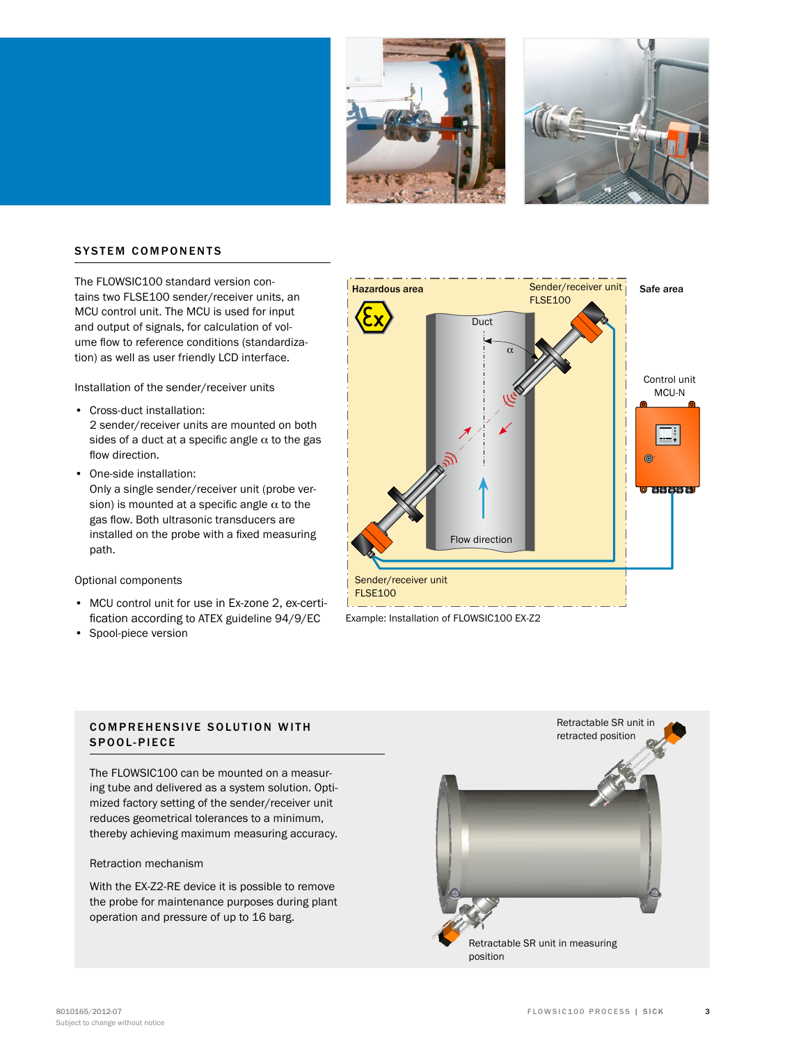## SYSTEM COMPONENTS

The FLOWSIC100 standard version contains two FLSE100 sender/receiver units, an MCU control unit. The MCU is used for input and output of signals, for calculation of volume flow to reference conditions (standardization) as well as user friendly LCD interface.

Installation of the sender/receiver units

- Cross-duct installation:
  2 sender/receiver units are mounted on both sides of a duct at a specific angle α to the gas flow direction.
- One-side installation:
  Only a single sender/receiver unit (probe version) is mounted at a specific angle α to the gas flow. Both ultrasonic transducers are installed on the probe with a fixed measuring path.

Optional components

- MCU control unit for use in Ex-zone 2, ex-certification according to ATEX guideline 94/9/EC
- Spool-piece version

Hazardous area

Sender/receiver unit FLSE100

Duct

α

Safe area

Control unit MCU-N

Flow direction

Sender/receiver unit FLSE100

Example: Installation of FLOWSIC100 EX-Z2

## COMPREHENSIVE SOLUTION WITH SPOOL-PIECE

The FLOWSIC100 can be mounted on a measuring tube and delivered as a system solution. Optimized factory setting of the sender/receiver unit reduces geometrical tolerances to a minimum, thereby achieving maximum measuring accuracy.

Retraction mechanism

With the EX-Z2-RE device it is possible to remove the probe for maintenance purposes during plant operation and pressure of up to 16 barg.

Retractable SR unit in retracted position

Retractable SR unit in measuring position

8010165/2012-07
Subject to change without notice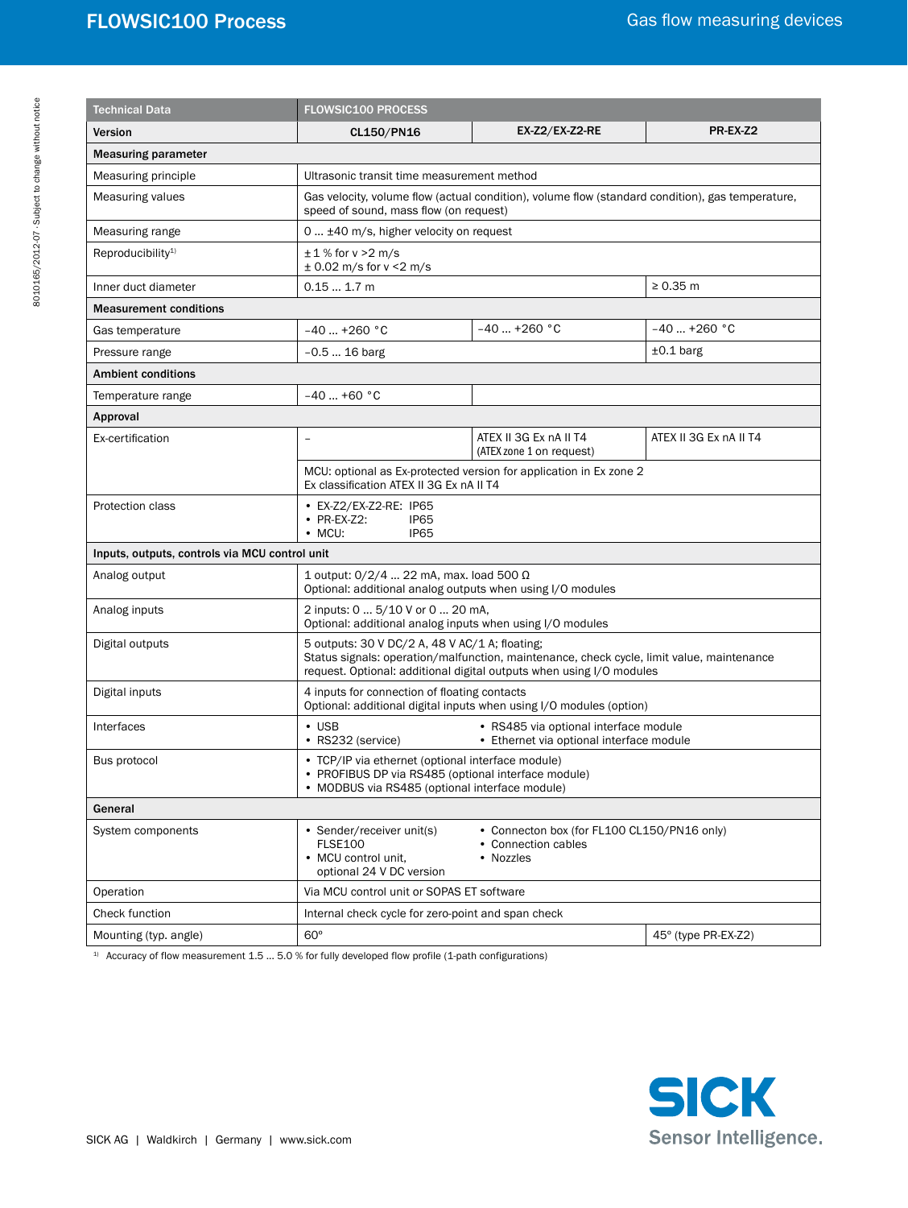| Technical Data | FLOWSIC100 PROCESS | | |
|---|---|---|---|
| **Version** | **CL150/PN16** | **EX-Z2/EX-Z2-RE** | **PR-EX-Z2** |
| **Measuring parameter** | | | |
| Measuring principle | Ultrasonic transit time measurement method | | |
| Measuring values | Gas velocity, volume flow (actual condition), volume flow (standard condition), gas temperature, speed of sound, mass flow (on request) | | |
| Measuring range | 0 ... ±40 m/s, higher velocity on request | | |
| Reproducibility[1] | ± 1 % for v >2 m/s<br>± 0.02 m/s for v <2 m/s | | |
| Inner duct diameter | 0.15 ... 1.7 m | | ≥ 0.35 m |
| **Measurement conditions** | | | |
| Gas temperature | –40 ... +260 °C | –40 ... +260 °C | –40 ... +260 °C |
| Pressure range | –0.5 ... 16 barg | | ±0.1 barg |
| **Ambient conditions** | | | |
| Temperature range | –40 ... +60 °C | | |
| **Approval** | | | |
| Ex-certification | – | ATEX II 3G Ex nA II T4<br>(ATEX zone 1 on request) | ATEX II 3G Ex nA II T4 |
| | MCU: optional as Ex-protected version for application in Ex zone 2<br>Ex classification ATEX II 3G Ex nA II T4 | | |
| Protection class | • EX-Z2/EX-Z2-RE: IP65<br>• PR-EX-Z2: IP65<br>• MCU: IP65 | | |
| **Inputs, outputs, controls via MCU control unit** | | | |
| Analog output | 1 output: 0/2/4 ... 22 mA, max. load 500 Ω<br>Optional: additional analog outputs when using I/O modules | | |
| Analog inputs | 2 inputs: 0 ... 5/10 V or 0 ... 20 mA,<br>Optional: additional analog inputs when using I/O modules | | |
| Digital outputs | 5 outputs: 30 V DC/2 A, 48 V AC/1 A; floating;<br>Status signals: operation/malfunction, maintenance, check cycle, limit value, maintenance request. Optional: additional digital outputs when using I/O modules | | |
| Digital inputs | 4 inputs for connection of floating contacts<br>Optional: additional digital inputs when using I/O modules (option) | | |
| Interfaces | • USB<br>• RS232 (service)<br>• RS485 via optional interface module<br>• Ethernet via optional interface module | | |
| Bus protocol | • TCP/IP via ethernet (optional interface module)<br>• PROFIBUS DP via RS485 (optional interface module)<br>• MODBUS via RS485 (optional interface module) | | |
| **General** | | | |
| System components | • Sender/receiver unit(s) FLSE100<br>• MCU control unit, optional 24 V DC version<br>• Connecton box (for FL100 CL150/PN16 only)<br>• Connection cables<br>• Nozzles | | |
| Operation | Via MCU control unit or SOPAS ET software | | |
| Check function | Internal check cycle for zero-point and span check | | |
| Mounting (typ. angle) | 60° | | 45° (type PR-EX-Z2) |

[1] Accuracy of flow measurement 1.5 ... 5.0 % for fully developed flow profile (1-path configurations)

SICK AG | Waldkirch | Germany | www.sick.com

SICK Sensor Intelligence.